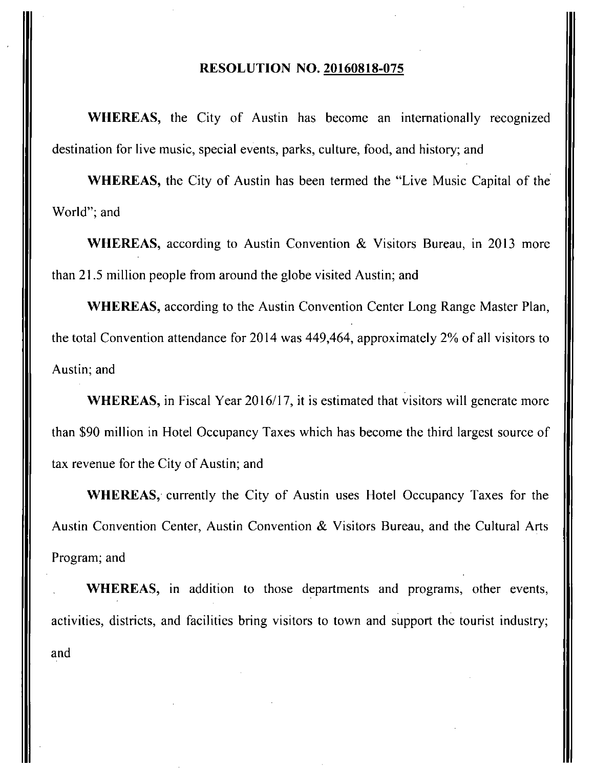**RESOLUTION NO. 20160818-075**

**WHEREAS,** the City of Austin has become an internationally recognized destination for live music, special events, parks, culture, food, and history; and

**WHEREAS,** the City of Austin has been termed the "Live Music Capital of the World"; and

**WHEREAS,** according to Austin Convention & Visitors Bureau, in 2013 more than 21.5 million people from around the globe visited Austin; and

**WHEREAS,** according to the Austin Convention Center Long Range Master Plan, the total Convention attendance for 2014 was 449,464, approximately 2% of all visitors to Austin; and

**WHEREAS,** in Fiscal Year 2016/17, it is estimated that visitors will generate more than $90 million in Hotel Occupancy Taxes which has become the third largest source of tax revenue for the City of Austin; and

**WHEREAS,** currently the City of Austin uses Hotel Occupancy Taxes for the Austin Convention Center, Austin Convention & Visitors Bureau, and the Cultural Arts Program; and

**WHEREAS,** in addition to those departments and programs, other events, activities, districts, and facilities bring visitors to town and support the tourist industry; and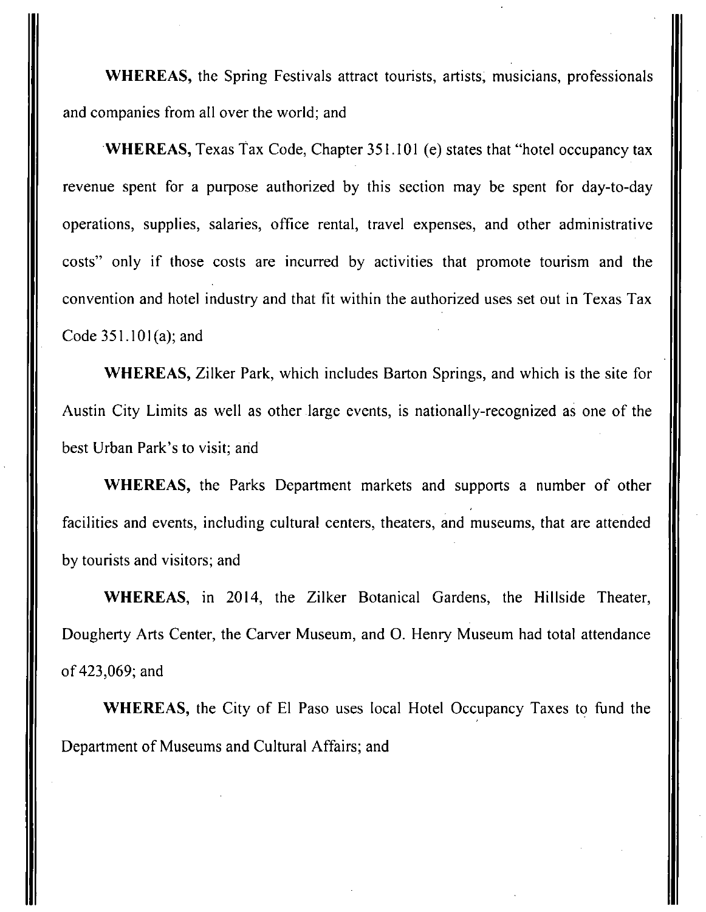**WHEREAS,** the Spring Festivals attract tourists, artists, musicians, professionals and companies from all over the world; and

**WHEREAS,** Texas Tax Code, Chapter 351.101 (e) states that "hotel occupancy tax revenue spent for a purpose authorized by this section may be spent for day-to-day operations, supplies, salaries, office rental, travel expenses, and other administrative costs" only if those costs are incurred by activities that promote tourism and the convention and hotel industry and that fit within the authorized uses set out in Texas Tax Code 351.101(a); and

**WHEREAS,** Zilker Park, which includes Barton Springs, and which is the site for Austin City Limits as well as other large events, is nationally-recognized as one of the best Urban Park's to visit; and

**WHEREAS,** the Parks Department markets and supports a number of other facilities and events, including cultural centers, theaters, and museums, that are attended by tourists and visitors; and

**WHEREAS,** in 2014, the Zilker Botanical Gardens, the Hillside Theater, Dougherty Arts Center, the Carver Museum, and O. Henry Museum had total attendance of 423,069; and

**WHEREAS,** the City of El Paso uses local Hotel Occupancy Taxes to fund the Department of Museums and Cultural Affairs; and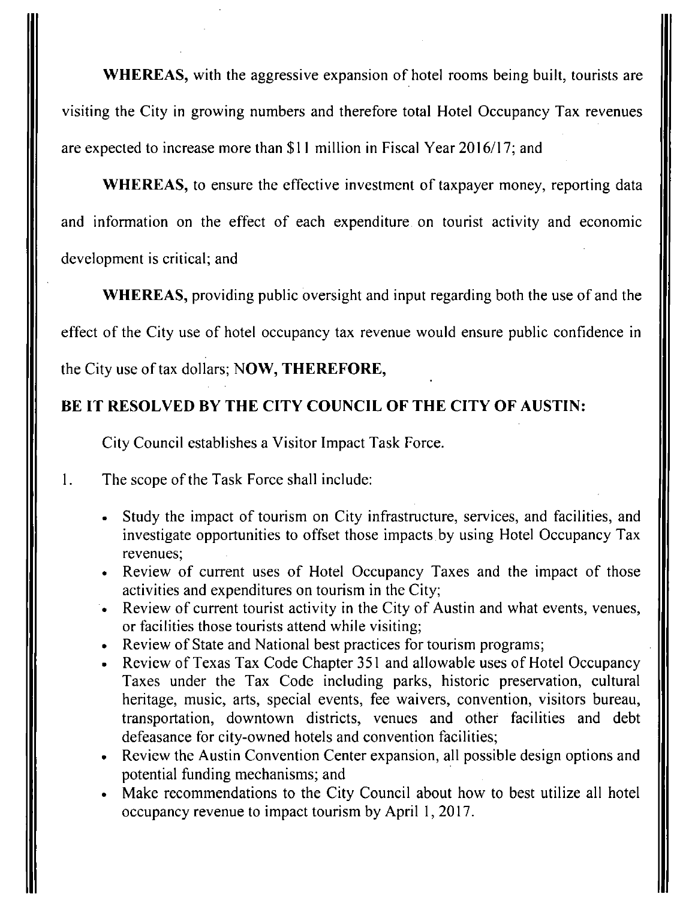**WHEREAS,** with the aggressive expansion of hotel rooms being built, tourists are visiting the City in growing numbers and therefore total Hotel Occupancy Tax revenues are expected to increase more than $11 million in Fiscal Year 2016/17; and

**WHEREAS,** to ensure the effective investment of taxpayer money, reporting data and information on the effect of each expenditure on tourist activity and economic development is critical; and

**WHEREAS,** providing public oversight and input regarding both the use of and the effect of the City use of hotel occupancy tax revenue would ensure public confidence in the City use of tax dollars; **NOW, THEREFORE,**

**BE IT RESOLVED BY THE CITY COUNCIL OF THE CITY OF AUSTIN:**

City Council establishes a Visitor Impact Task Force.

1. The scope of the Task Force shall include:

- Study the impact of tourism on City infrastructure, services, and facilities, and investigate opportunities to offset those impacts by using Hotel Occupancy Tax revenues;
- Review of current uses of Hotel Occupancy Taxes and the impact of those activities and expenditures on tourism in the City;
- Review of current tourist activity in the City of Austin and what events, venues, or facilities those tourists attend while visiting;
- Review of State and National best practices for tourism programs;
- Review of Texas Tax Code Chapter 351 and allowable uses of Hotel Occupancy Taxes under the Tax Code including parks, historic preservation, cultural heritage, music, arts, special events, fee waivers, convention, visitors bureau, transportation, downtown districts, venues and other facilities and debt defeasance for city-owned hotels and convention facilities;
- Review the Austin Convention Center expansion, all possible design options and potential funding mechanisms; and
- Make recommendations to the City Council about how to best utilize all hotel occupancy revenue to impact tourism by April 1, 2017.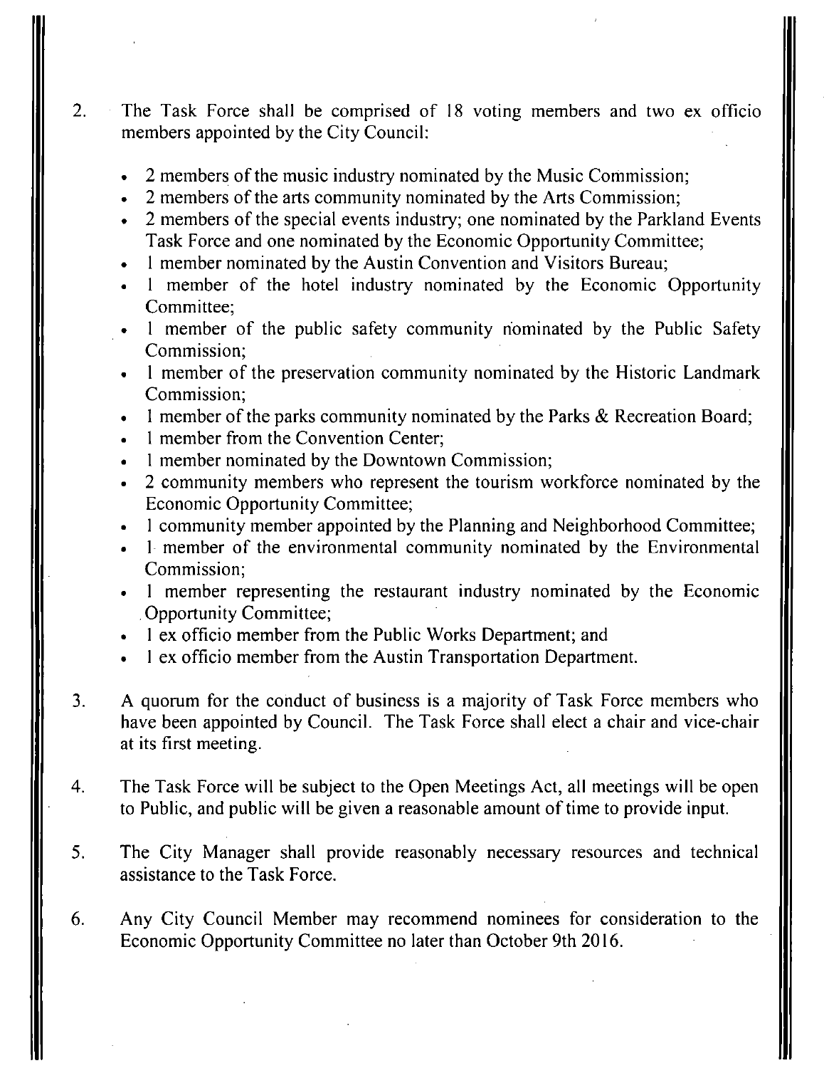2. The Task Force shall be comprised of 18 voting members and two ex officio members appointed by the City Council:

   - 2 members of the music industry nominated by the Music Commission;
   - 2 members of the arts community nominated by the Arts Commission;
   - 2 members of the special events industry; one nominated by the Parkland Events Task Force and one nominated by the Economic Opportunity Committee;
   - 1 member nominated by the Austin Convention and Visitors Bureau;
   - 1 member of the hotel industry nominated by the Economic Opportunity Committee;
   - 1 member of the public safety community nominated by the Public Safety Commission;
   - 1 member of the preservation community nominated by the Historic Landmark Commission;
   - 1 member of the parks community nominated by the Parks & Recreation Board;
   - 1 member from the Convention Center;
   - 1 member nominated by the Downtown Commission;
   - 2 community members who represent the tourism workforce nominated by the Economic Opportunity Committee;
   - 1 community member appointed by the Planning and Neighborhood Committee;
   - 1 member of the environmental community nominated by the Environmental Commission;
   - 1 member representing the restaurant industry nominated by the Economic Opportunity Committee;
   - 1 ex officio member from the Public Works Department; and
   - 1 ex officio member from the Austin Transportation Department.

3. A quorum for the conduct of business is a majority of Task Force members who have been appointed by Council. The Task Force shall elect a chair and vice-chair at its first meeting.

4. The Task Force will be subject to the Open Meetings Act, all meetings will be open to Public, and public will be given a reasonable amount of time to provide input.

5. The City Manager shall provide reasonably necessary resources and technical assistance to the Task Force.

6. Any City Council Member may recommend nominees for consideration to the Economic Opportunity Committee no later than October 9th 2016.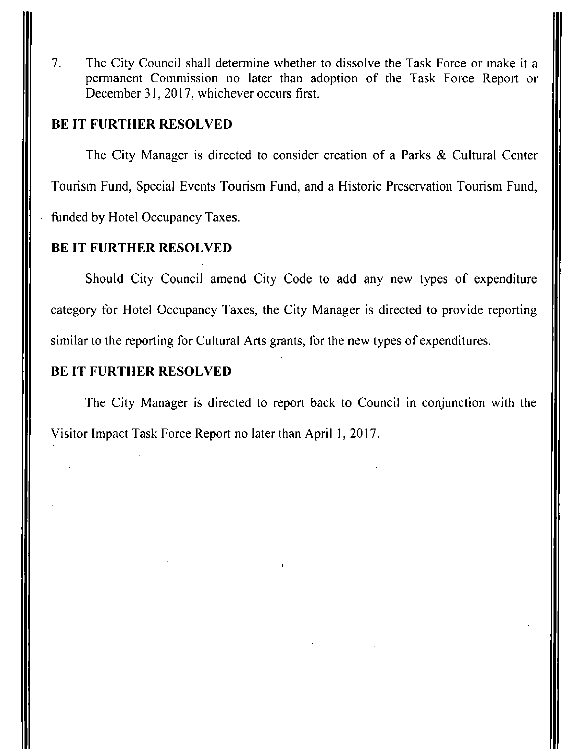7. The City Council shall determine whether to dissolve the Task Force or make it a permanent Commission no later than adoption of the Task Force Report or December 31, 2017, whichever occurs first.

**BE IT FURTHER RESOLVED**

The City Manager is directed to consider creation of a Parks & Cultural Center Tourism Fund, Special Events Tourism Fund, and a Historic Preservation Tourism Fund, funded by Hotel Occupancy Taxes.

**BE IT FURTHER RESOLVED**

Should City Council amend City Code to add any new types of expenditure category for Hotel Occupancy Taxes, the City Manager is directed to provide reporting similar to the reporting for Cultural Arts grants, for the new types of expenditures.

**BE IT FURTHER RESOLVED**

The City Manager is directed to report back to Council in conjunction with the Visitor Impact Task Force Report no later than April 1, 2017.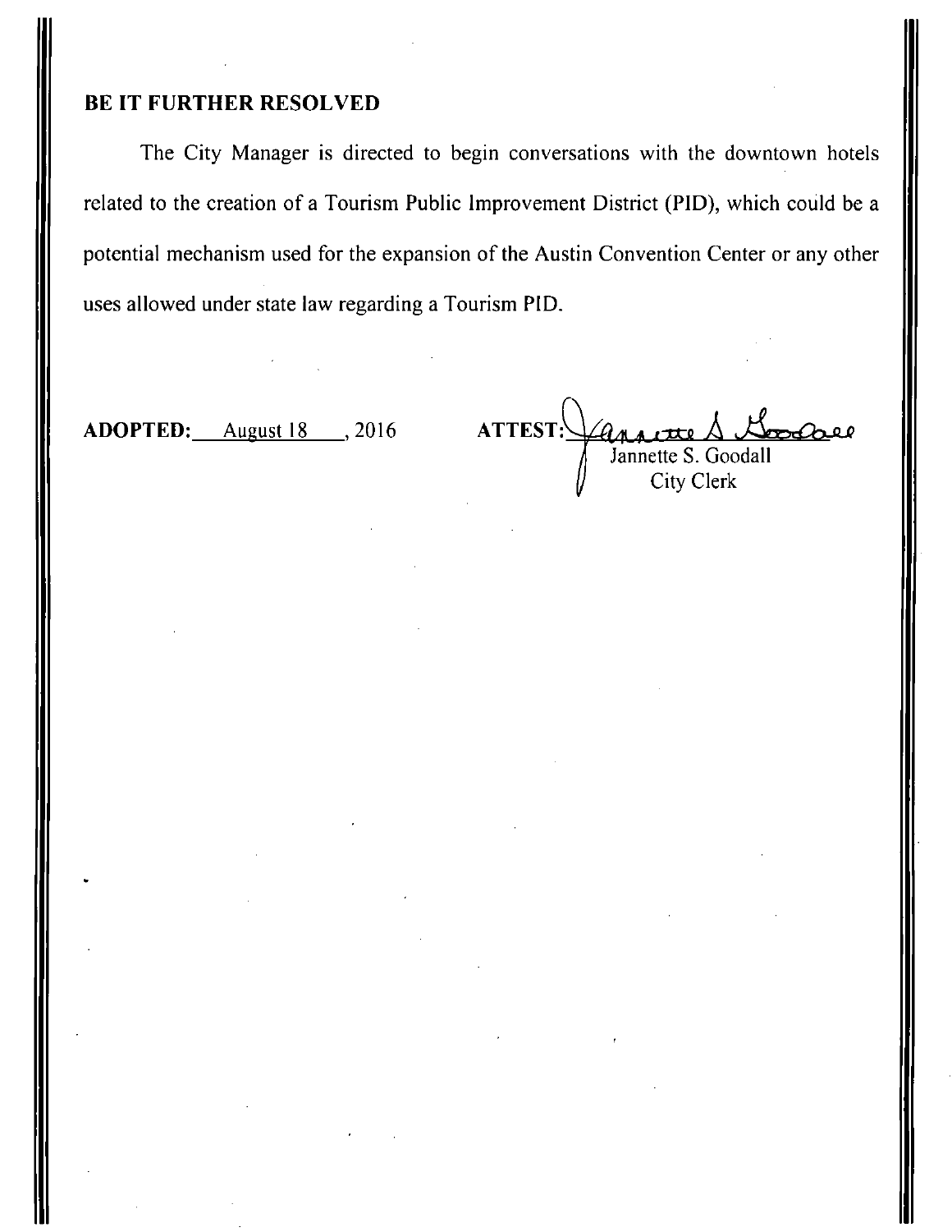**BE IT FURTHER RESOLVED**

The City Manager is directed to begin conversations with the downtown hotels related to the creation of a Tourism Public Improvement District (PID), which could be a potential mechanism used for the expansion of the Austin Convention Center or any other uses allowed under state law regarding a Tourism PID.

**ADOPTED:** August 18, 2016

**ATTEST:** Jannette S. Goodall

Jannette S. Goodall
City Clerk